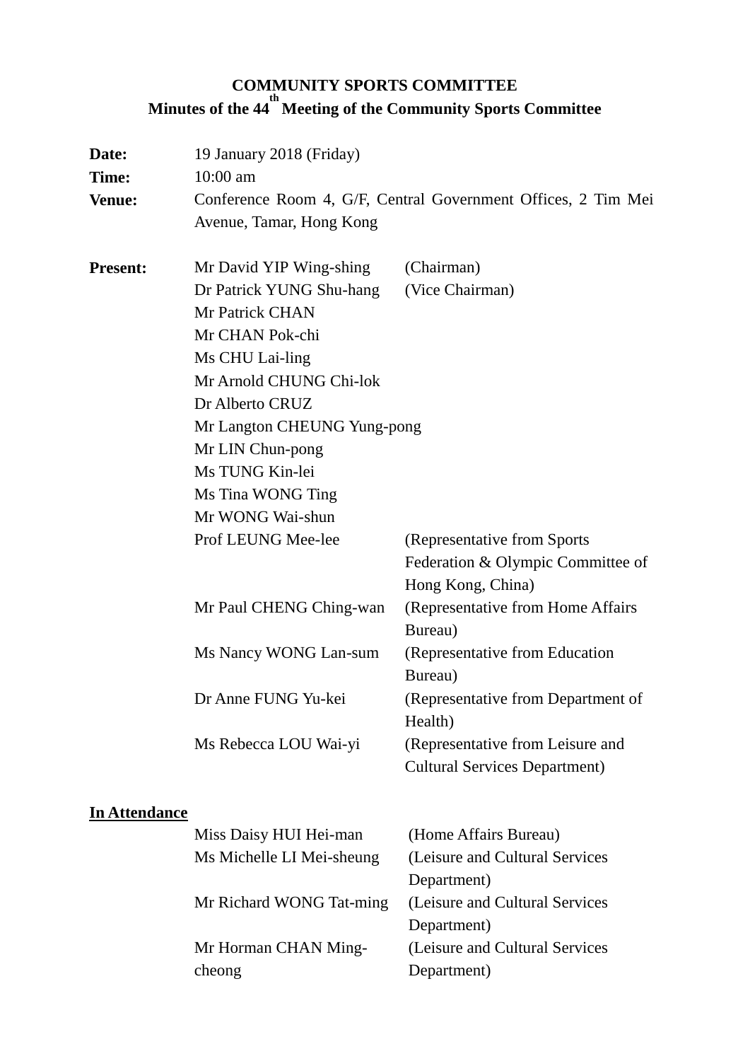# COMMUNITY SPORTS COMMITTEE

## Minutes of the 44th Meeting of the Community Sports Committee

| | |
|---|---|
| **Date:** | 19 January 2018 (Friday) |
| **Time:** | 10:00 am |
| **Venue:** | Conference Room 4, G/F, Central Government Offices, 2 Tim Mei Avenue, Tamar, Hong Kong |

**Present:**

| | |
|---|---|
| Mr David YIP Wing-shing | (Chairman) |
| Dr Patrick YUNG Shu-hang | (Vice Chairman) |
| Mr Patrick CHAN | |
| Mr CHAN Pok-chi | |
| Ms CHU Lai-ling | |
| Mr Arnold CHUNG Chi-lok | |
| Dr Alberto CRUZ | |
| Mr Langton CHEUNG Yung-pong | |
| Mr LIN Chun-pong | |
| Ms TUNG Kin-lei | |
| Ms Tina WONG Ting | |
| Mr WONG Wai-shun | |
| Prof LEUNG Mee-lee | (Representative from Sports Federation & Olympic Committee of Hong Kong, China) |
| Mr Paul CHENG Ching-wan | (Representative from Home Affairs Bureau) |
| Ms Nancy WONG Lan-sum | (Representative from Education Bureau) |
| Dr Anne FUNG Yu-kei | (Representative from Department of Health) |
| Ms Rebecca LOU Wai-yi | (Representative from Leisure and Cultural Services Department) |

**In Attendance**

| | |
|---|---|
| Miss Daisy HUI Hei-man | (Home Affairs Bureau) |
| Ms Michelle LI Mei-sheung | (Leisure and Cultural Services Department) |
| Mr Richard WONG Tat-ming | (Leisure and Cultural Services Department) |
| Mr Horman CHAN Ming-cheong | (Leisure and Cultural Services Department) |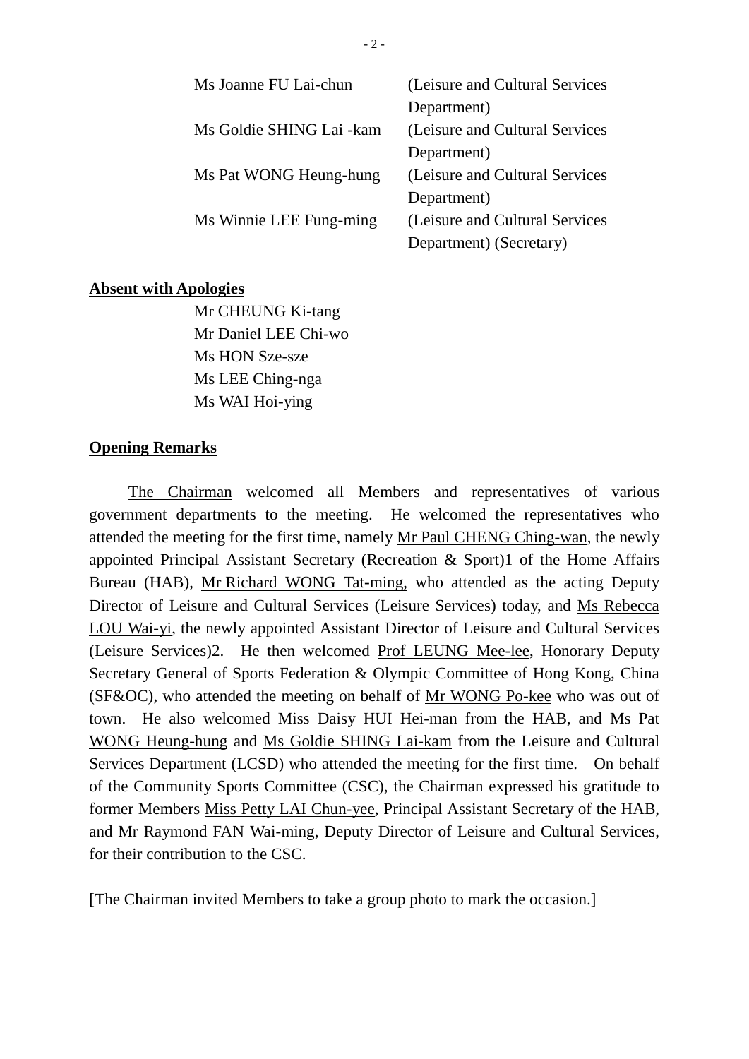| | |
|---|---|
| Ms Joanne FU Lai-chun | (Leisure and Cultural Services Department) |
| Ms Goldie SHING Lai -kam | (Leisure and Cultural Services Department) |
| Ms Pat WONG Heung-hung | (Leisure and Cultural Services Department) |
| Ms Winnie LEE Fung-ming | (Leisure and Cultural Services Department) (Secretary) |

**Absent with Apologies**

Mr CHEUNG Ki-tang
Mr Daniel LEE Chi-wo
Ms HON Sze-sze
Ms LEE Ching-nga
Ms WAI Hoi-ying

**Opening Remarks**

The Chairman welcomed all Members and representatives of various government departments to the meeting. He welcomed the representatives who attended the meeting for the first time, namely Mr Paul CHENG Ching-wan, the newly appointed Principal Assistant Secretary (Recreation & Sport)1 of the Home Affairs Bureau (HAB), Mr Richard WONG Tat-ming, who attended as the acting Deputy Director of Leisure and Cultural Services (Leisure Services) today, and Ms Rebecca LOU Wai-yi, the newly appointed Assistant Director of Leisure and Cultural Services (Leisure Services)2. He then welcomed Prof LEUNG Mee-lee, Honorary Deputy Secretary General of Sports Federation & Olympic Committee of Hong Kong, China (SF&OC), who attended the meeting on behalf of Mr WONG Po-kee who was out of town. He also welcomed Miss Daisy HUI Hei-man from the HAB, and Ms Pat WONG Heung-hung and Ms Goldie SHING Lai-kam from the Leisure and Cultural Services Department (LCSD) who attended the meeting for the first time. On behalf of the Community Sports Committee (CSC), the Chairman expressed his gratitude to former Members Miss Petty LAI Chun-yee, Principal Assistant Secretary of the HAB, and Mr Raymond FAN Wai-ming, Deputy Director of Leisure and Cultural Services, for their contribution to the CSC.

[The Chairman invited Members to take a group photo to mark the occasion.]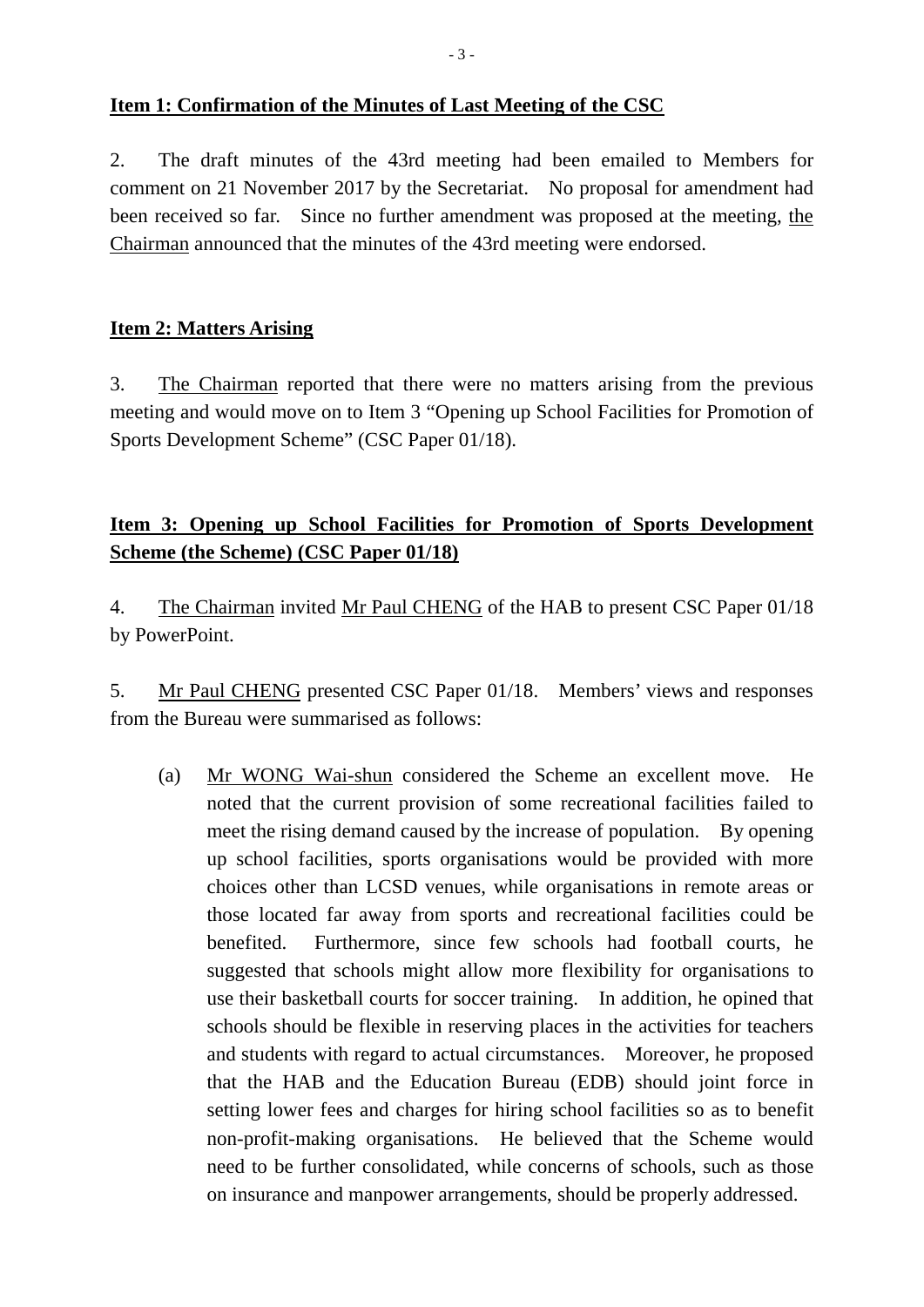**Item 1: Confirmation of the Minutes of Last Meeting of the CSC**

2. The draft minutes of the 43rd meeting had been emailed to Members for comment on 21 November 2017 by the Secretariat. No proposal for amendment had been received so far. Since no further amendment was proposed at the meeting, the Chairman announced that the minutes of the 43rd meeting were endorsed.

**Item 2: Matters Arising**

3. The Chairman reported that there were no matters arising from the previous meeting and would move on to Item 3 "Opening up School Facilities for Promotion of Sports Development Scheme" (CSC Paper 01/18).

**Item 3: Opening up School Facilities for Promotion of Sports Development Scheme (the Scheme) (CSC Paper 01/18)**

4. The Chairman invited Mr Paul CHENG of the HAB to present CSC Paper 01/18 by PowerPoint.

5. Mr Paul CHENG presented CSC Paper 01/18. Members' views and responses from the Bureau were summarised as follows:

(a) Mr WONG Wai-shun considered the Scheme an excellent move. He noted that the current provision of some recreational facilities failed to meet the rising demand caused by the increase of population. By opening up school facilities, sports organisations would be provided with more choices other than LCSD venues, while organisations in remote areas or those located far away from sports and recreational facilities could be benefited. Furthermore, since few schools had football courts, he suggested that schools might allow more flexibility for organisations to use their basketball courts for soccer training. In addition, he opined that schools should be flexible in reserving places in the activities for teachers and students with regard to actual circumstances. Moreover, he proposed that the HAB and the Education Bureau (EDB) should joint force in setting lower fees and charges for hiring school facilities so as to benefit non-profit-making organisations. He believed that the Scheme would need to be further consolidated, while concerns of schools, such as those on insurance and manpower arrangements, should be properly addressed.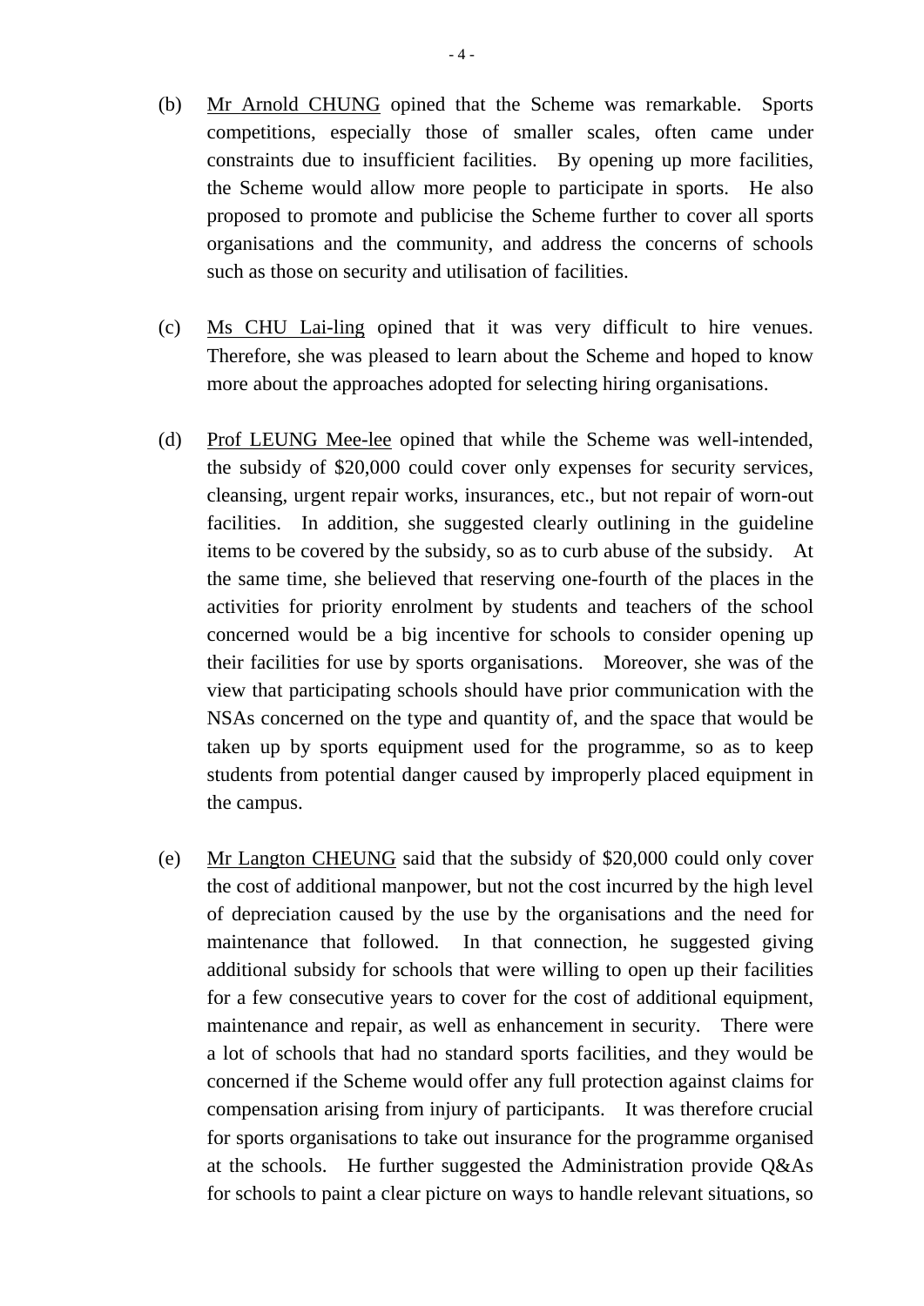(b) Mr Arnold CHUNG opined that the Scheme was remarkable. Sports competitions, especially those of smaller scales, often came under constraints due to insufficient facilities. By opening up more facilities, the Scheme would allow more people to participate in sports. He also proposed to promote and publicise the Scheme further to cover all sports organisations and the community, and address the concerns of schools such as those on security and utilisation of facilities.

(c) Ms CHU Lai-ling opined that it was very difficult to hire venues. Therefore, she was pleased to learn about the Scheme and hoped to know more about the approaches adopted for selecting hiring organisations.

(d) Prof LEUNG Mee-lee opined that while the Scheme was well-intended, the subsidy of $20,000 could cover only expenses for security services, cleansing, urgent repair works, insurances, etc., but not repair of worn-out facilities. In addition, she suggested clearly outlining in the guideline items to be covered by the subsidy, so as to curb abuse of the subsidy. At the same time, she believed that reserving one-fourth of the places in the activities for priority enrolment by students and teachers of the school concerned would be a big incentive for schools to consider opening up their facilities for use by sports organisations. Moreover, she was of the view that participating schools should have prior communication with the NSAs concerned on the type and quantity of, and the space that would be taken up by sports equipment used for the programme, so as to keep students from potential danger caused by improperly placed equipment in the campus.

(e) Mr Langton CHEUNG said that the subsidy of $20,000 could only cover the cost of additional manpower, but not the cost incurred by the high level of depreciation caused by the use by the organisations and the need for maintenance that followed. In that connection, he suggested giving additional subsidy for schools that were willing to open up their facilities for a few consecutive years to cover for the cost of additional equipment, maintenance and repair, as well as enhancement in security. There were a lot of schools that had no standard sports facilities, and they would be concerned if the Scheme would offer any full protection against claims for compensation arising from injury of participants. It was therefore crucial for sports organisations to take out insurance for the programme organised at the schools. He further suggested the Administration provide Q&As for schools to paint a clear picture on ways to handle relevant situations, so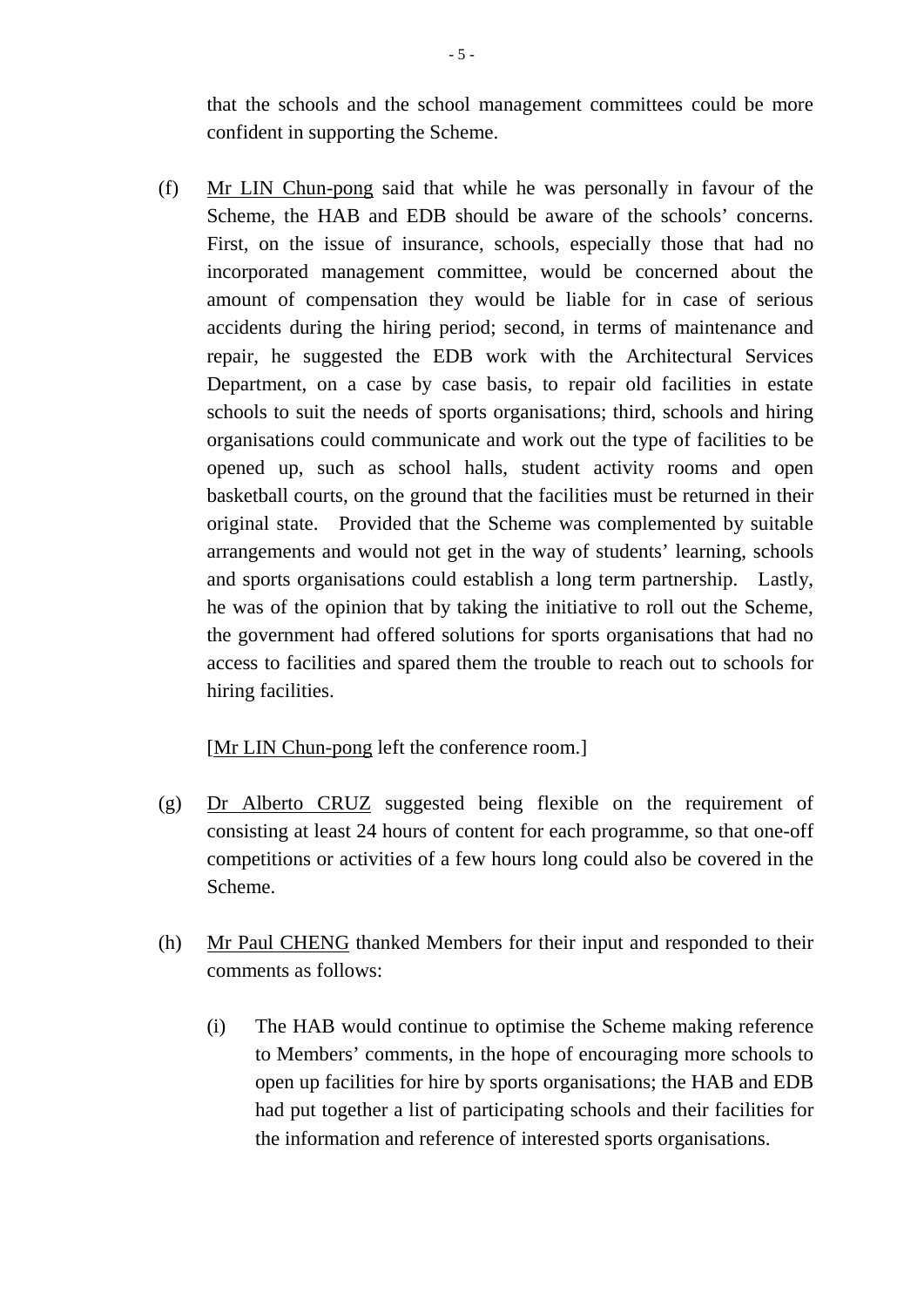that the schools and the school management committees could be more confident in supporting the Scheme.

(f) <u>Mr LIN Chun-pong</u> said that while he was personally in favour of the Scheme, the HAB and EDB should be aware of the schools' concerns. First, on the issue of insurance, schools, especially those that had no incorporated management committee, would be concerned about the amount of compensation they would be liable for in case of serious accidents during the hiring period; second, in terms of maintenance and repair, he suggested the EDB work with the Architectural Services Department, on a case by case basis, to repair old facilities in estate schools to suit the needs of sports organisations; third, schools and hiring organisations could communicate and work out the type of facilities to be opened up, such as school halls, student activity rooms and open basketball courts, on the ground that the facilities must be returned in their original state. Provided that the Scheme was complemented by suitable arrangements and would not get in the way of students' learning, schools and sports organisations could establish a long term partnership. Lastly, he was of the opinion that by taking the initiative to roll out the Scheme, the government had offered solutions for sports organisations that had no access to facilities and spared them the trouble to reach out to schools for hiring facilities.

[<u>Mr LIN Chun-pong</u> left the conference room.]

(g) <u>Dr Alberto CRUZ</u> suggested being flexible on the requirement of consisting at least 24 hours of content for each programme, so that one-off competitions or activities of a few hours long could also be covered in the Scheme.

(h) <u>Mr Paul CHENG</u> thanked Members for their input and responded to their comments as follows:

 (i) The HAB would continue to optimise the Scheme making reference to Members' comments, in the hope of encouraging more schools to open up facilities for hire by sports organisations; the HAB and EDB had put together a list of participating schools and their facilities for the information and reference of interested sports organisations.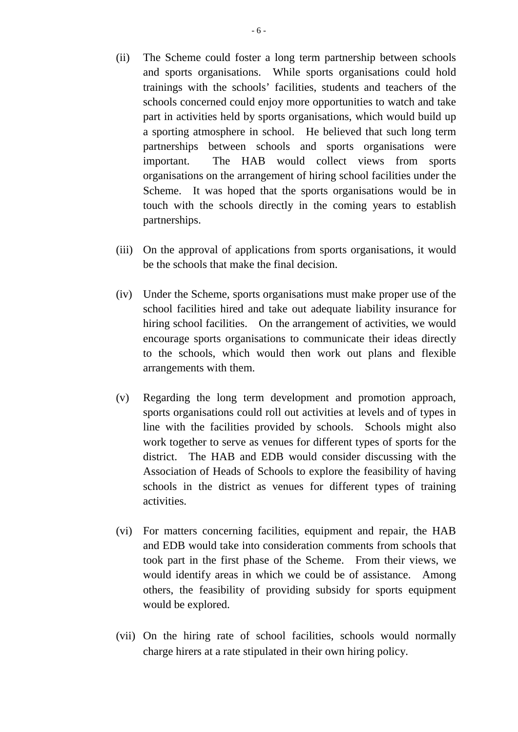(ii) The Scheme could foster a long term partnership between schools and sports organisations. While sports organisations could hold trainings with the schools' facilities, students and teachers of the schools concerned could enjoy more opportunities to watch and take part in activities held by sports organisations, which would build up a sporting atmosphere in school. He believed that such long term partnerships between schools and sports organisations were important. The HAB would collect views from sports organisations on the arrangement of hiring school facilities under the Scheme. It was hoped that the sports organisations would be in touch with the schools directly in the coming years to establish partnerships.

(iii) On the approval of applications from sports organisations, it would be the schools that make the final decision.

(iv) Under the Scheme, sports organisations must make proper use of the school facilities hired and take out adequate liability insurance for hiring school facilities. On the arrangement of activities, we would encourage sports organisations to communicate their ideas directly to the schools, which would then work out plans and flexible arrangements with them.

(v) Regarding the long term development and promotion approach, sports organisations could roll out activities at levels and of types in line with the facilities provided by schools. Schools might also work together to serve as venues for different types of sports for the district. The HAB and EDB would consider discussing with the Association of Heads of Schools to explore the feasibility of having schools in the district as venues for different types of training activities.

(vi) For matters concerning facilities, equipment and repair, the HAB and EDB would take into consideration comments from schools that took part in the first phase of the Scheme. From their views, we would identify areas in which we could be of assistance. Among others, the feasibility of providing subsidy for sports equipment would be explored.

(vii) On the hiring rate of school facilities, schools would normally charge hirers at a rate stipulated in their own hiring policy.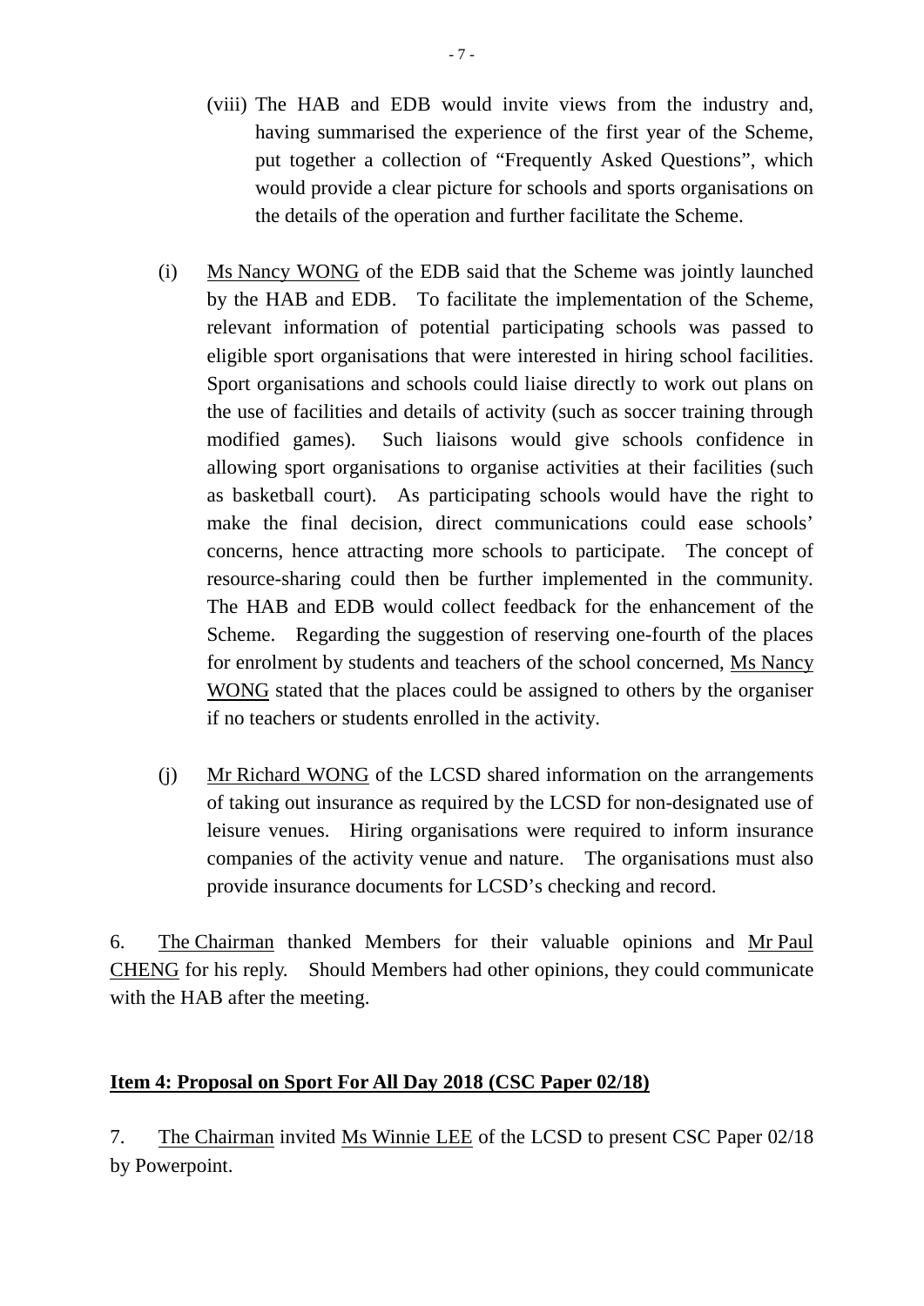(viii) The HAB and EDB would invite views from the industry and, having summarised the experience of the first year of the Scheme, put together a collection of "Frequently Asked Questions", which would provide a clear picture for schools and sports organisations on the details of the operation and further facilitate the Scheme.

(i) Ms Nancy WONG of the EDB said that the Scheme was jointly launched by the HAB and EDB. To facilitate the implementation of the Scheme, relevant information of potential participating schools was passed to eligible sport organisations that were interested in hiring school facilities. Sport organisations and schools could liaise directly to work out plans on the use of facilities and details of activity (such as soccer training through modified games). Such liaisons would give schools confidence in allowing sport organisations to organise activities at their facilities (such as basketball court). As participating schools would have the right to make the final decision, direct communications could ease schools' concerns, hence attracting more schools to participate. The concept of resource-sharing could then be further implemented in the community. The HAB and EDB would collect feedback for the enhancement of the Scheme. Regarding the suggestion of reserving one-fourth of the places for enrolment by students and teachers of the school concerned, Ms Nancy WONG stated that the places could be assigned to others by the organiser if no teachers or students enrolled in the activity.

(j) Mr Richard WONG of the LCSD shared information on the arrangements of taking out insurance as required by the LCSD for non-designated use of leisure venues. Hiring organisations were required to inform insurance companies of the activity venue and nature. The organisations must also provide insurance documents for LCSD's checking and record.

6. The Chairman thanked Members for their valuable opinions and Mr Paul CHENG for his reply. Should Members had other opinions, they could communicate with the HAB after the meeting.

## Item 4: Proposal on Sport For All Day 2018 (CSC Paper 02/18)

7. The Chairman invited Ms Winnie LEE of the LCSD to present CSC Paper 02/18 by Powerpoint.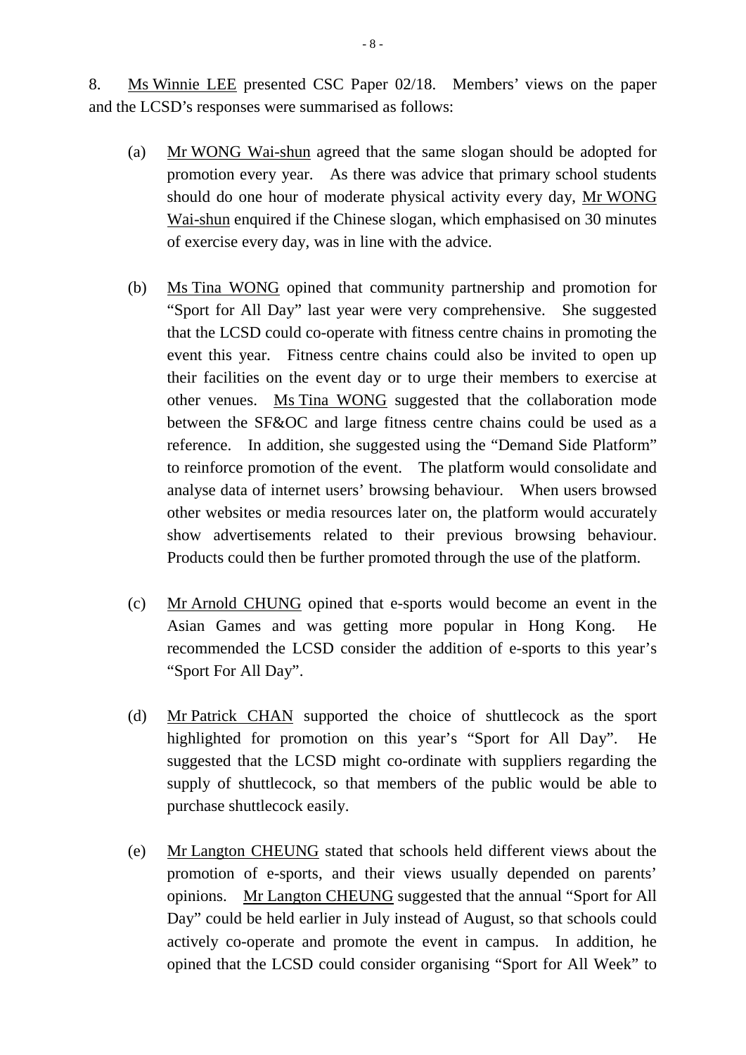8. Ms Winnie LEE presented CSC Paper 02/18. Members' views on the paper and the LCSD's responses were summarised as follows:

(a) Mr WONG Wai-shun agreed that the same slogan should be adopted for promotion every year. As there was advice that primary school students should do one hour of moderate physical activity every day, Mr WONG Wai-shun enquired if the Chinese slogan, which emphasised on 30 minutes of exercise every day, was in line with the advice.

(b) Ms Tina WONG opined that community partnership and promotion for "Sport for All Day" last year were very comprehensive. She suggested that the LCSD could co-operate with fitness centre chains in promoting the event this year. Fitness centre chains could also be invited to open up their facilities on the event day or to urge their members to exercise at other venues. Ms Tina WONG suggested that the collaboration mode between the SF&OC and large fitness centre chains could be used as a reference. In addition, she suggested using the "Demand Side Platform" to reinforce promotion of the event. The platform would consolidate and analyse data of internet users' browsing behaviour. When users browsed other websites or media resources later on, the platform would accurately show advertisements related to their previous browsing behaviour. Products could then be further promoted through the use of the platform.

(c) Mr Arnold CHUNG opined that e-sports would become an event in the Asian Games and was getting more popular in Hong Kong. He recommended the LCSD consider the addition of e-sports to this year's "Sport For All Day".

(d) Mr Patrick CHAN supported the choice of shuttlecock as the sport highlighted for promotion on this year's "Sport for All Day". He suggested that the LCSD might co-ordinate with suppliers regarding the supply of shuttlecock, so that members of the public would be able to purchase shuttlecock easily.

(e) Mr Langton CHEUNG stated that schools held different views about the promotion of e-sports, and their views usually depended on parents' opinions. Mr Langton CHEUNG suggested that the annual "Sport for All Day" could be held earlier in July instead of August, so that schools could actively co-operate and promote the event in campus. In addition, he opined that the LCSD could consider organising "Sport for All Week" to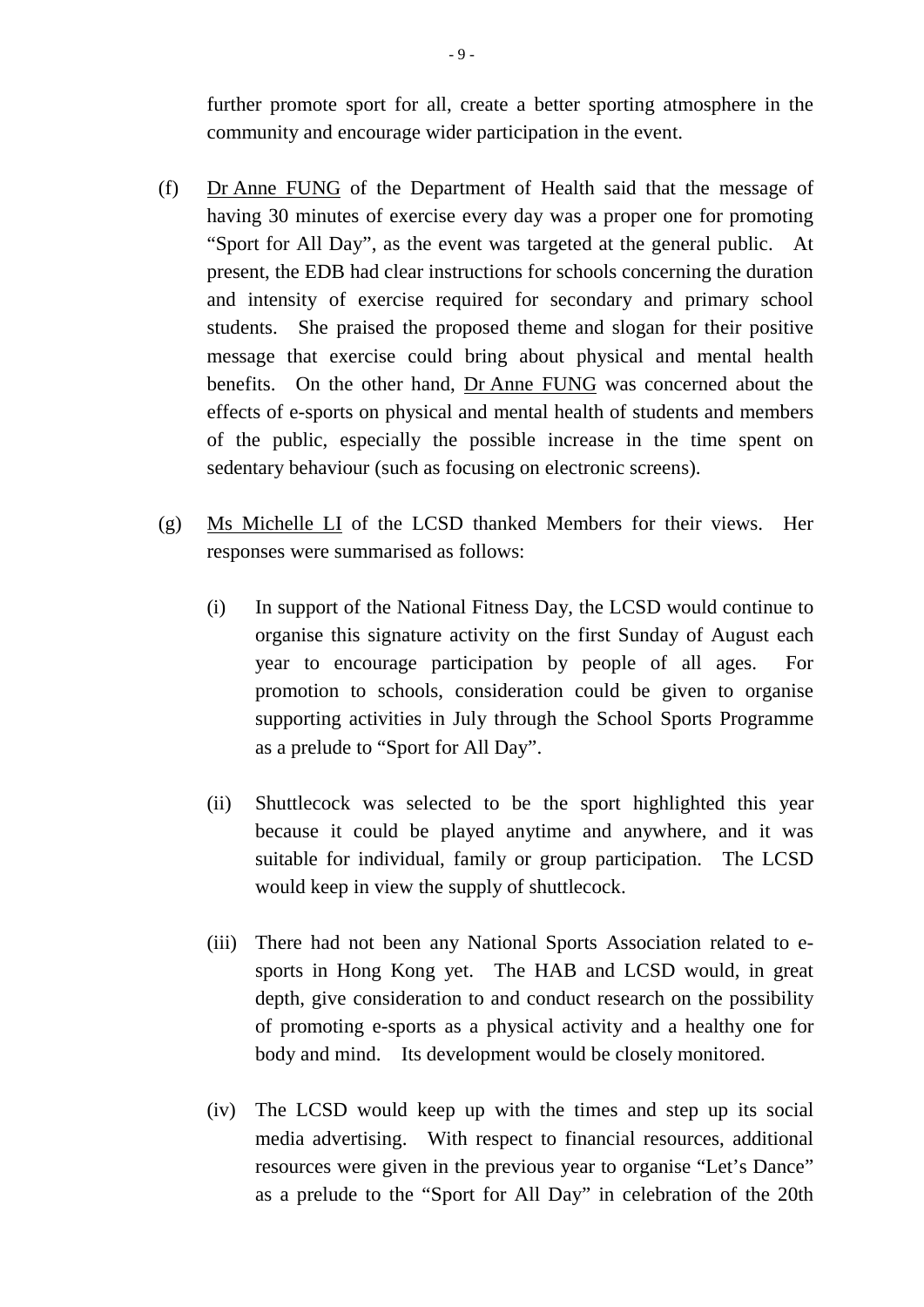further promote sport for all, create a better sporting atmosphere in the community and encourage wider participation in the event.

(f) Dr Anne FUNG of the Department of Health said that the message of having 30 minutes of exercise every day was a proper one for promoting "Sport for All Day", as the event was targeted at the general public. At present, the EDB had clear instructions for schools concerning the duration and intensity of exercise required for secondary and primary school students. She praised the proposed theme and slogan for their positive message that exercise could bring about physical and mental health benefits. On the other hand, Dr Anne FUNG was concerned about the effects of e-sports on physical and mental health of students and members of the public, especially the possible increase in the time spent on sedentary behaviour (such as focusing on electronic screens).

(g) Ms Michelle LI of the LCSD thanked Members for their views. Her responses were summarised as follows:

   (i) In support of the National Fitness Day, the LCSD would continue to organise this signature activity on the first Sunday of August each year to encourage participation by people of all ages. For promotion to schools, consideration could be given to organise supporting activities in July through the School Sports Programme as a prelude to "Sport for All Day".

   (ii) Shuttlecock was selected to be the sport highlighted this year because it could be played anytime and anywhere, and it was suitable for individual, family or group participation. The LCSD would keep in view the supply of shuttlecock.

   (iii) There had not been any National Sports Association related to e-sports in Hong Kong yet. The HAB and LCSD would, in great depth, give consideration to and conduct research on the possibility of promoting e-sports as a physical activity and a healthy one for body and mind. Its development would be closely monitored.

   (iv) The LCSD would keep up with the times and step up its social media advertising. With respect to financial resources, additional resources were given in the previous year to organise "Let's Dance" as a prelude to the "Sport for All Day" in celebration of the 20th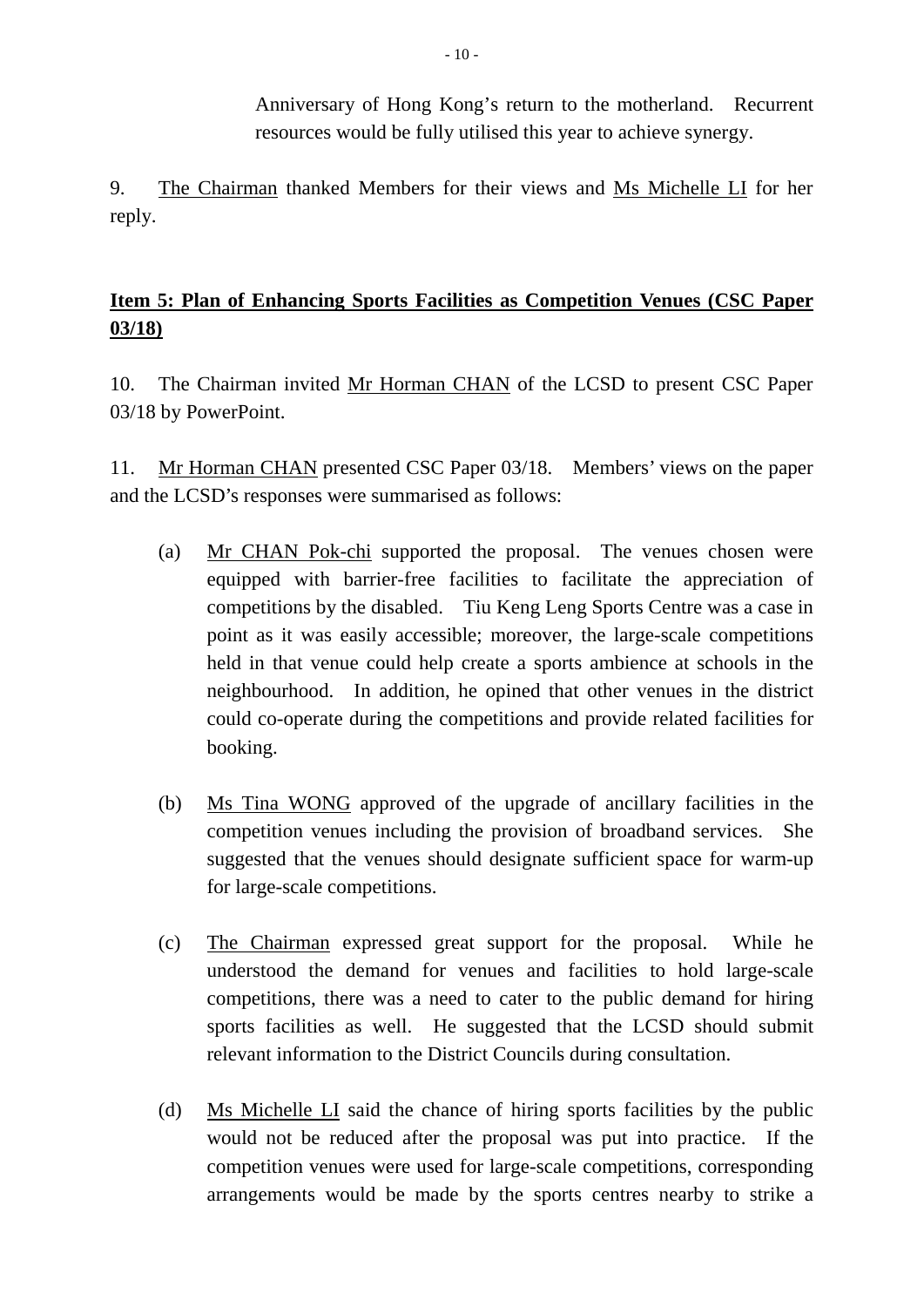Anniversary of Hong Kong's return to the motherland. Recurrent resources would be fully utilised this year to achieve synergy.

9. The Chairman thanked Members for their views and Ms Michelle LI for her reply.

**Item 5: Plan of Enhancing Sports Facilities as Competition Venues (CSC Paper 03/18)**

10. The Chairman invited Mr Horman CHAN of the LCSD to present CSC Paper 03/18 by PowerPoint.

11. Mr Horman CHAN presented CSC Paper 03/18. Members' views on the paper and the LCSD's responses were summarised as follows:

(a) Mr CHAN Pok-chi supported the proposal. The venues chosen were equipped with barrier-free facilities to facilitate the appreciation of competitions by the disabled. Tiu Keng Leng Sports Centre was a case in point as it was easily accessible; moreover, the large-scale competitions held in that venue could help create a sports ambience at schools in the neighbourhood. In addition, he opined that other venues in the district could co-operate during the competitions and provide related facilities for booking.

(b) Ms Tina WONG approved of the upgrade of ancillary facilities in the competition venues including the provision of broadband services. She suggested that the venues should designate sufficient space for warm-up for large-scale competitions.

(c) The Chairman expressed great support for the proposal. While he understood the demand for venues and facilities to hold large-scale competitions, there was a need to cater to the public demand for hiring sports facilities as well. He suggested that the LCSD should submit relevant information to the District Councils during consultation.

(d) Ms Michelle LI said the chance of hiring sports facilities by the public would not be reduced after the proposal was put into practice. If the competition venues were used for large-scale competitions, corresponding arrangements would be made by the sports centres nearby to strike a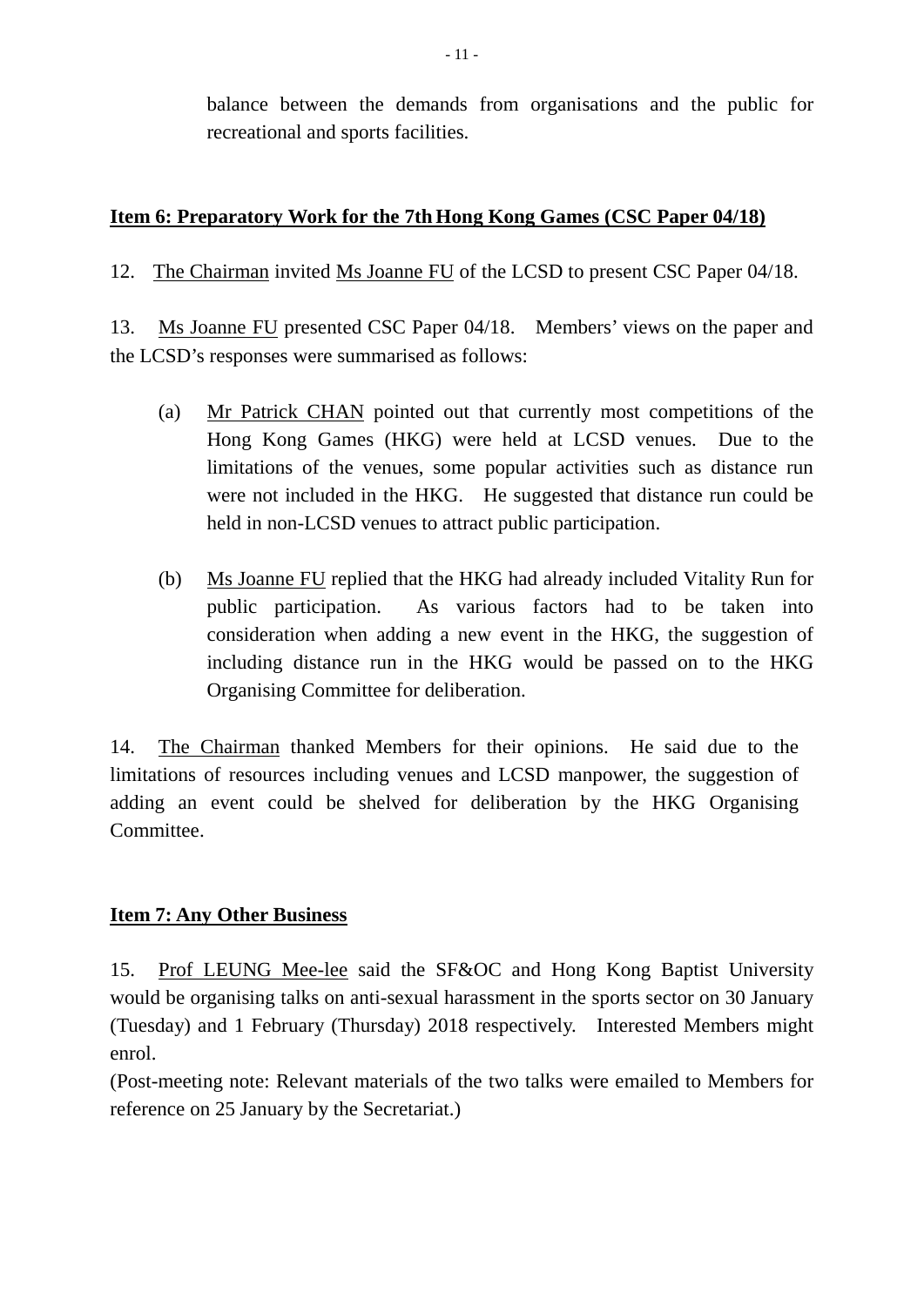balance between the demands from organisations and the public for recreational and sports facilities.

**Item 6: Preparatory Work for the 7th Hong Kong Games (CSC Paper 04/18)**

12. The Chairman invited Ms Joanne FU of the LCSD to present CSC Paper 04/18.

13. Ms Joanne FU presented CSC Paper 04/18. Members' views on the paper and the LCSD's responses were summarised as follows:

(a) Mr Patrick CHAN pointed out that currently most competitions of the Hong Kong Games (HKG) were held at LCSD venues. Due to the limitations of the venues, some popular activities such as distance run were not included in the HKG. He suggested that distance run could be held in non-LCSD venues to attract public participation.

(b) Ms Joanne FU replied that the HKG had already included Vitality Run for public participation. As various factors had to be taken into consideration when adding a new event in the HKG, the suggestion of including distance run in the HKG would be passed on to the HKG Organising Committee for deliberation.

14. The Chairman thanked Members for their opinions. He said due to the limitations of resources including venues and LCSD manpower, the suggestion of adding an event could be shelved for deliberation by the HKG Organising Committee.

**Item 7: Any Other Business**

15. Prof LEUNG Mee-lee said the SF&OC and Hong Kong Baptist University would be organising talks on anti-sexual harassment in the sports sector on 30 January (Tuesday) and 1 February (Thursday) 2018 respectively. Interested Members might enrol.

(Post-meeting note: Relevant materials of the two talks were emailed to Members for reference on 25 January by the Secretariat.)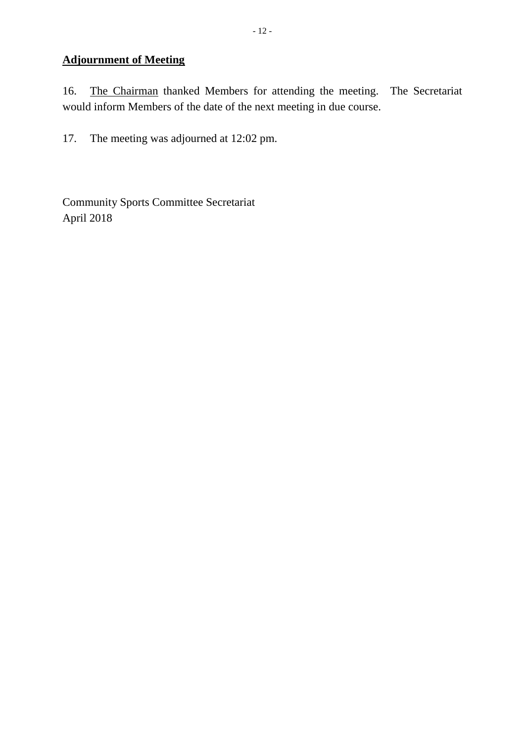**Adjournment of Meeting**

16. The Chairman thanked Members for attending the meeting. The Secretariat would inform Members of the date of the next meeting in due course.

17. The meeting was adjourned at 12:02 pm.

Community Sports Committee Secretariat
April 2018